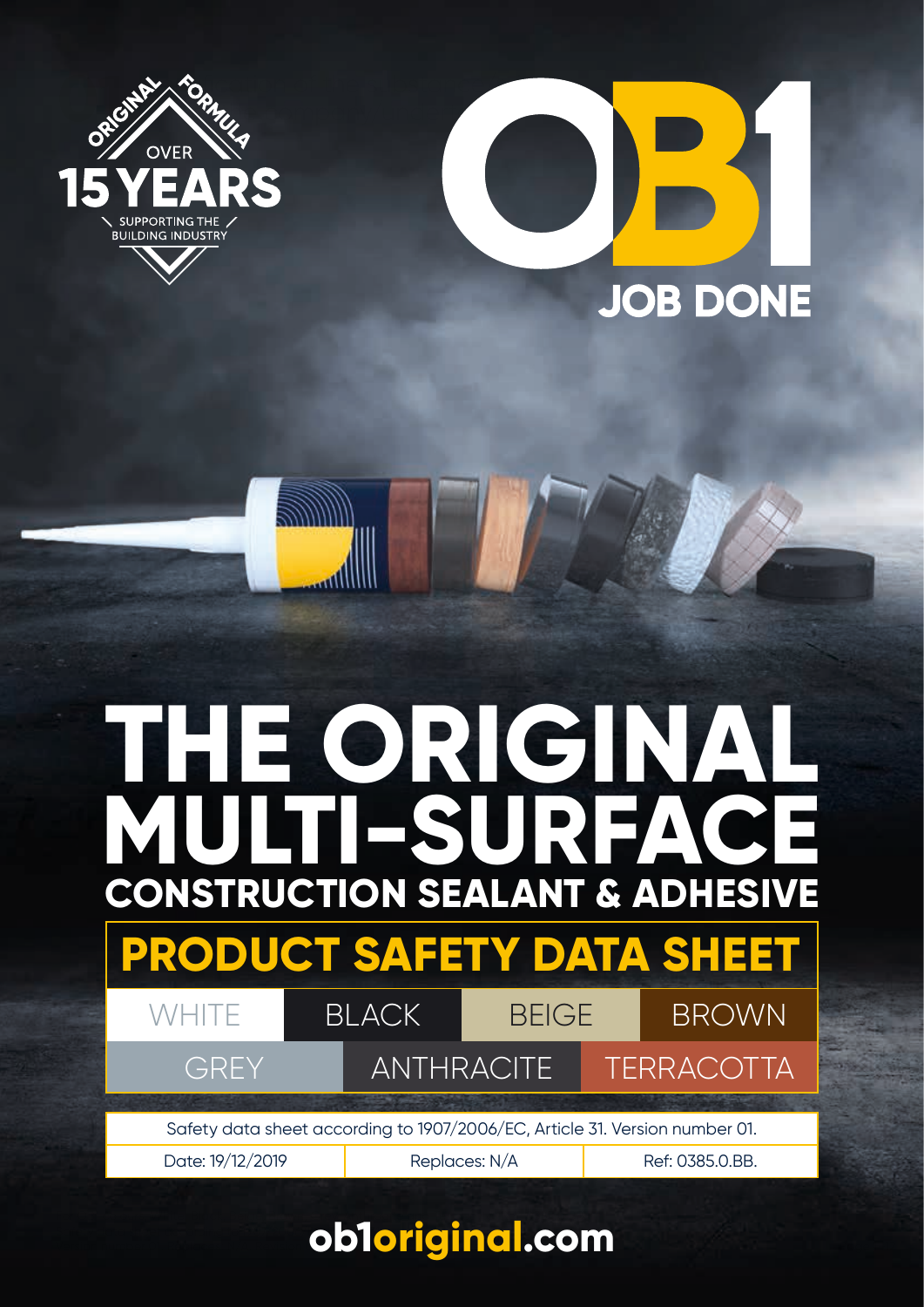ORIGINAL FORMULA

OVER **15 YEARS**

SUPPORTING THE BUILDING INDUSTRY

# OB1

**JOB DONE**

# THE ORIGINAL MULTI-SURFACE

## CONSTRUCTION SEALANT & ADHESIVE

## PRODUCT SAFETY DATA SHEET

| WHITE | BLACK | BEIGE | BROWN |
|---|---|---|---|
| GREY | ANTHRACITE | TERRACOTTA | |

Safety data sheet according to 1907/2006/EC, Article 31. Version number 01.

| Date: 19/12/2019 | Replaces: N/A | Ref: 0385.0.BB. |
|---|---|---|

**ob1original.com**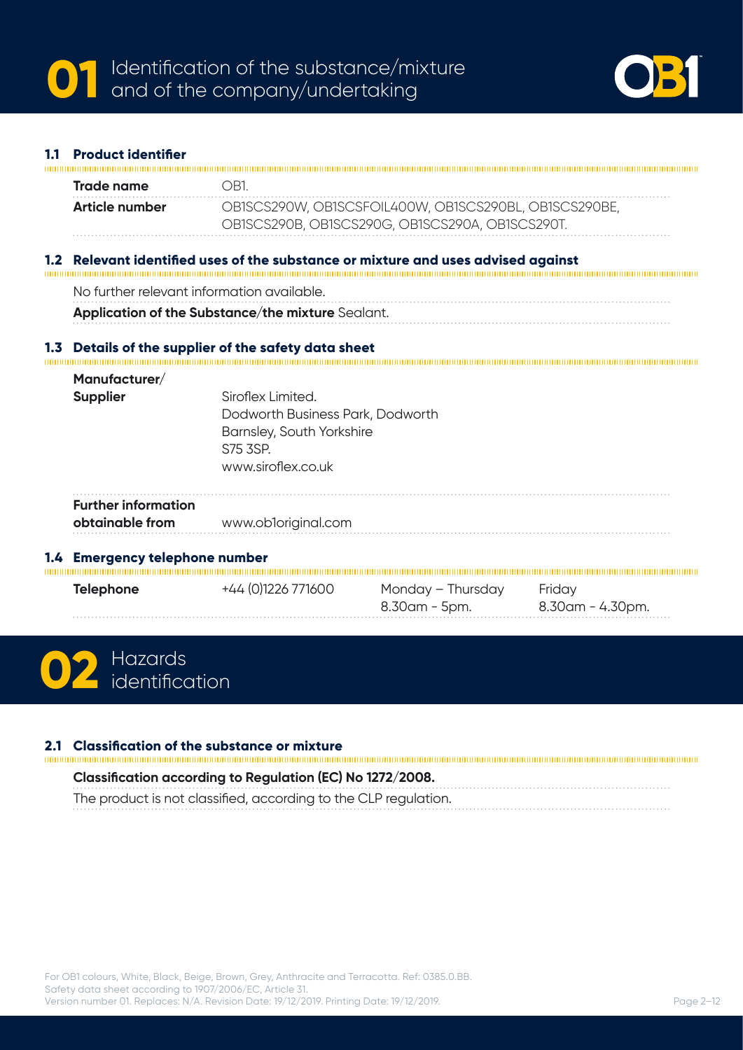# 01 Identification of the substance/mixture and of the company/undertaking

## 1.1 Product identifier

| | |
|---|---|
| **Trade name** | OB1. |
| **Article number** | OB1SCS290W, OB1SCSFOIL400W, OB1SCS290BL, OB1SCS290BE, OB1SCS290B, OB1SCS290G, OB1SCS290A, OB1SCS290T. |

## 1.2 Relevant identified uses of the substance or mixture and uses advised against

No further relevant information available.

**Application of the Substance/the mixture** Sealant.

## 1.3 Details of the supplier of the safety data sheet

| | |
|---|---|
| **Manufacturer/ Supplier** | Siroflex Limited.<br>Dodworth Business Park, Dodworth<br>Barnsley, South Yorkshire<br>S75 3SP.<br>www.siroflex.co.uk |
| **Further information obtainable from** | www.ob1original.com |

## 1.4 Emergency telephone number

| | | | |
|---|---|---|---|
| **Telephone** | +44 (0)1226 771600 | Monday – Thursday 8.30am - 5pm. | Friday 8.30am - 4.30pm. |

# 02 Hazards identification

## 2.1 Classification of the substance or mixture

**Classification according to Regulation (EC) No 1272/2008.**

The product is not classified, according to the CLP regulation.

For OB1 colours, White, Black, Beige, Brown, Grey, Anthracite and Terracotta. Ref: 0385.0.BB.
Safety data sheet according to 1907/2006/EC, Article 31.
Version number 01. Replaces: N/A. Revision Date: 19/12/2019. Printing Date: 19/12/2019.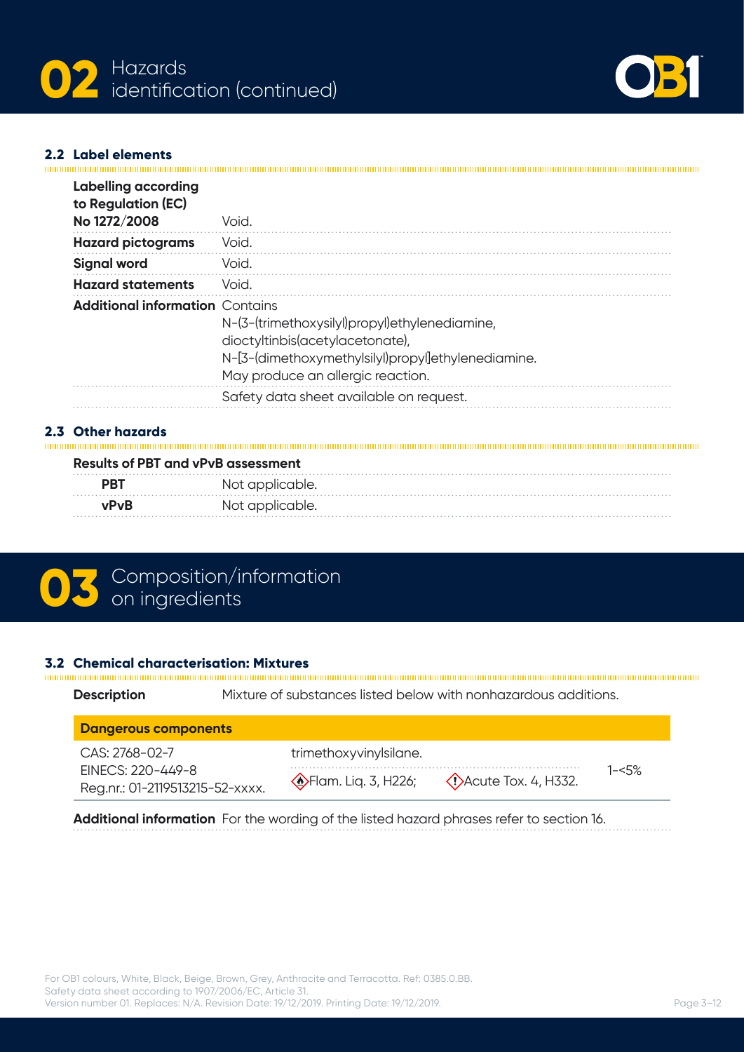# 02 Hazards identification (continued)

### 2.2 Label elements

| | |
|---|---|
| **Labelling according to Regulation (EC) No 1272/2008** | Void. |
| **Hazard pictograms** | Void. |
| **Signal word** | Void. |
| **Hazard statements** | Void. |
| **Additional information** | Contains N-(3-(trimethoxysilyl)propyl)ethylenediamine, dioctyltinbis(acetylacetonate), N-[3-(dimethoxymethylsilyl)propyl]ethylenediamine. May produce an allergic reaction. |
| | Safety data sheet available on request. |

### 2.3 Other hazards

| Results of PBT and vPvB assessment | |
|---|---|
| **PBT** | Not applicable. |
| **vPvB** | Not applicable. |

# 03 Composition/information on ingredients

### 3.2 Chemical characterisation: Mixtures

**Description** Mixture of substances listed below with nonhazardous additions.

| Dangerous components | | |
|---|---|---|
| CAS: 2768-02-7<br>EINECS: 220-449-8<br>Reg.nr.: 01-2119513215-52-xxxx. | trimethoxyvinylsilane.<br>Flam. Liq. 3, H226; Acute Tox. 4, H332. | 1-<5% |

**Additional information** For the wording of the listed hazard phrases refer to section 16.

For OB1 colours, White, Black, Beige, Brown, Grey, Anthracite and Terracotta. Ref: 0385.0.BB.
Safety data sheet according to 1907/2006/EC, Article 31.
Version number 01. Replaces: N/A. Revision Date: 19/12/2019. Printing Date: 19/12/2019.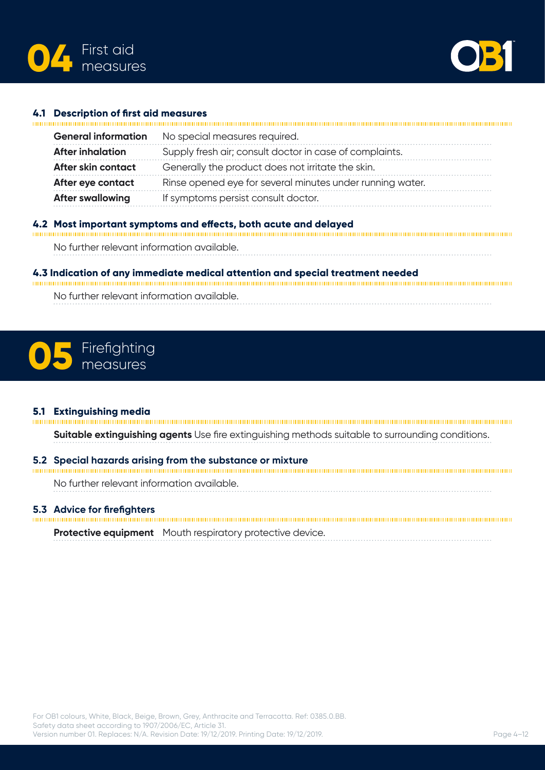# 04 First aid measures

### 4.1 Description of first aid measures

| | |
|---|---|
| **General information** | No special measures required. |
| **After inhalation** | Supply fresh air; consult doctor in case of complaints. |
| **After skin contact** | Generally the product does not irritate the skin. |
| **After eye contact** | Rinse opened eye for several minutes under running water. |
| **After swallowing** | If symptoms persist consult doctor. |

### 4.2 Most important symptoms and effects, both acute and delayed

No further relevant information available.

### 4.3 Indication of any immediate medical attention and special treatment needed

No further relevant information available.

# 05 Firefighting measures

### 5.1 Extinguishing media

**Suitable extinguishing agents** Use fire extinguishing methods suitable to surrounding conditions.

### 5.2 Special hazards arising from the substance or mixture

No further relevant information available.

### 5.3 Advice for firefighters

**Protective equipment** Mouth respiratory protective device.

For OB1 colours, White, Black, Beige, Brown, Grey, Anthracite and Terracotta. Ref: 0385.0.BB.
Safety data sheet according to 1907/2006/EC, Article 31.
Version number 01. Replaces: N/A. Revision Date: 19/12/2019. Printing Date: 19/12/2019.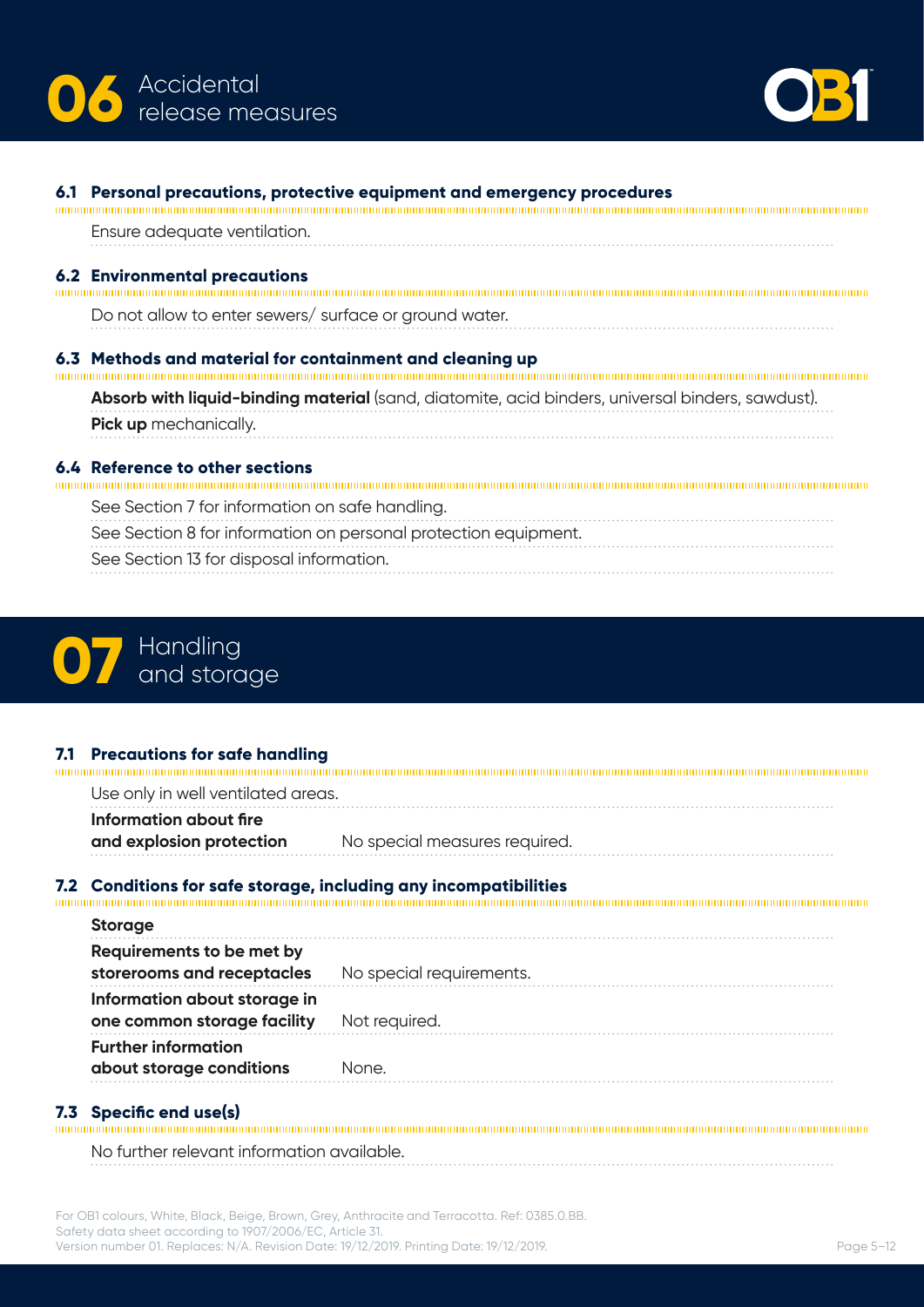# 06 Accidental release measures

### 6.1 Personal precautions, protective equipment and emergency procedures

Ensure adequate ventilation.

### 6.2 Environmental precautions

Do not allow to enter sewers/ surface or ground water.

### 6.3 Methods and material for containment and cleaning up

**Absorb with liquid-binding material** (sand, diatomite, acid binders, universal binders, sawdust).

**Pick up** mechanically.

### 6.4 Reference to other sections

See Section 7 for information on safe handling.

See Section 8 for information on personal protection equipment.

See Section 13 for disposal information.

# 07 Handling and storage

### 7.1 Precautions for safe handling

Use only in well ventilated areas.

| | |
|---|---|
| **Information about fire and explosion protection** | No special measures required. |

### 7.2 Conditions for safe storage, including any incompatibilities

**Storage**

| | |
|---|---|
| **Requirements to be met by storerooms and receptacles** | No special requirements. |
| **Information about storage in one common storage facility** | Not required. |
| **Further information about storage conditions** | None. |

### 7.3 Specific end use(s)

No further relevant information available.

For OB1 colours, White, Black, Beige, Brown, Grey, Anthracite and Terracotta. Ref: 0385.0.BB.
Safety data sheet according to 1907/2006/EC, Article 31.
Version number 01. Replaces: N/A. Revision Date: 19/12/2019. Printing Date: 19/12/2019.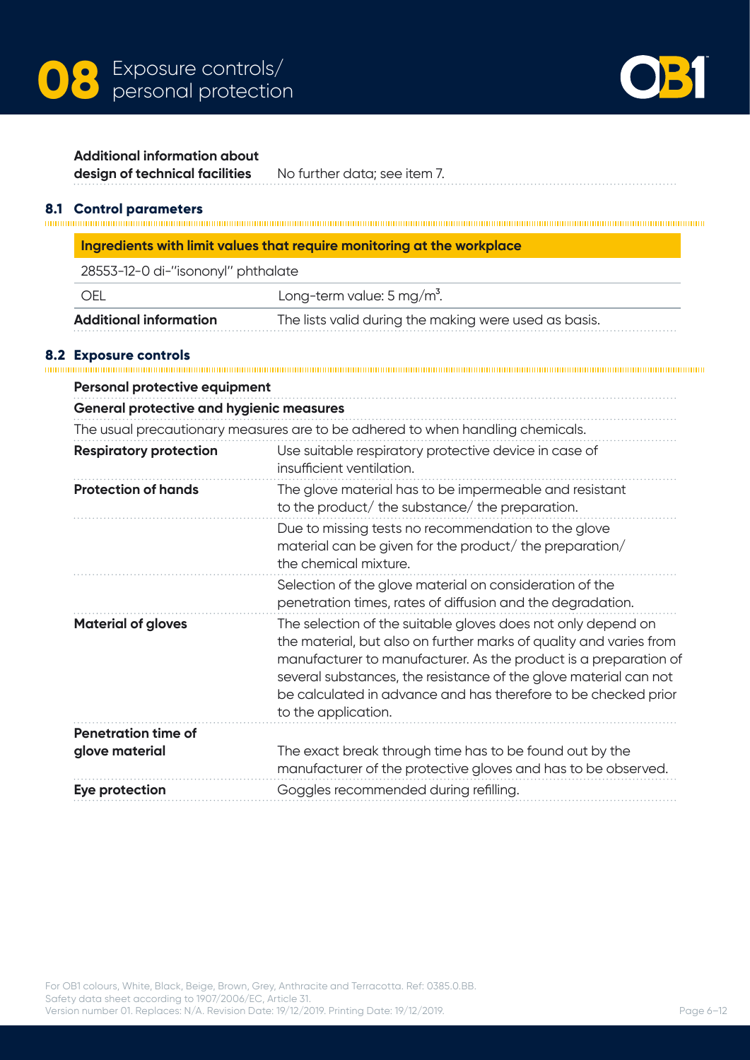# 08 Exposure controls/ personal protection

| | |
|---|---|
| **Additional information about design of technical facilities** | No further data; see item 7. |

## 8.1 Control parameters

| **Ingredients with limit values that require monitoring at the workplace** | |
|---|---|
| 28553-12-0 di-"isononyl" phthalate | |
| OEL | Long-term value: 5 $mg/m^3$. |
| **Additional information** | The lists valid during the making were used as basis. |

## 8.2 Exposure controls

**Personal protective equipment**

**General protective and hygienic measures**

The usual precautionary measures are to be adhered to when handling chemicals.

| | |
|---|---|
| **Respiratory protection** | Use suitable respiratory protective device in case of insufficient ventilation. |
| **Protection of hands** | The glove material has to be impermeable and resistant to the product/ the substance/ the preparation. |
| | Due to missing tests no recommendation to the glove material can be given for the product/ the preparation/ the chemical mixture. |
| | Selection of the glove material on consideration of the penetration times, rates of diffusion and the degradation. |
| **Material of gloves** | The selection of the suitable gloves does not only depend on the material, but also on further marks of quality and varies from manufacturer to manufacturer. As the product is a preparation of several substances, the resistance of the glove material can not be calculated in advance and has therefore to be checked prior to the application. |
| **Penetration time of glove material** | The exact break through time has to be found out by the manufacturer of the protective gloves and has to be observed. |
| **Eye protection** | Goggles recommended during refilling. |

For OB1 colours, White, Black, Beige, Brown, Grey, Anthracite and Terracotta. Ref: 0385.0.BB.
Safety data sheet according to 1907/2006/EC, Article 31.
Version number 01. Replaces: N/A. Revision Date: 19/12/2019. Printing Date: 19/12/2019.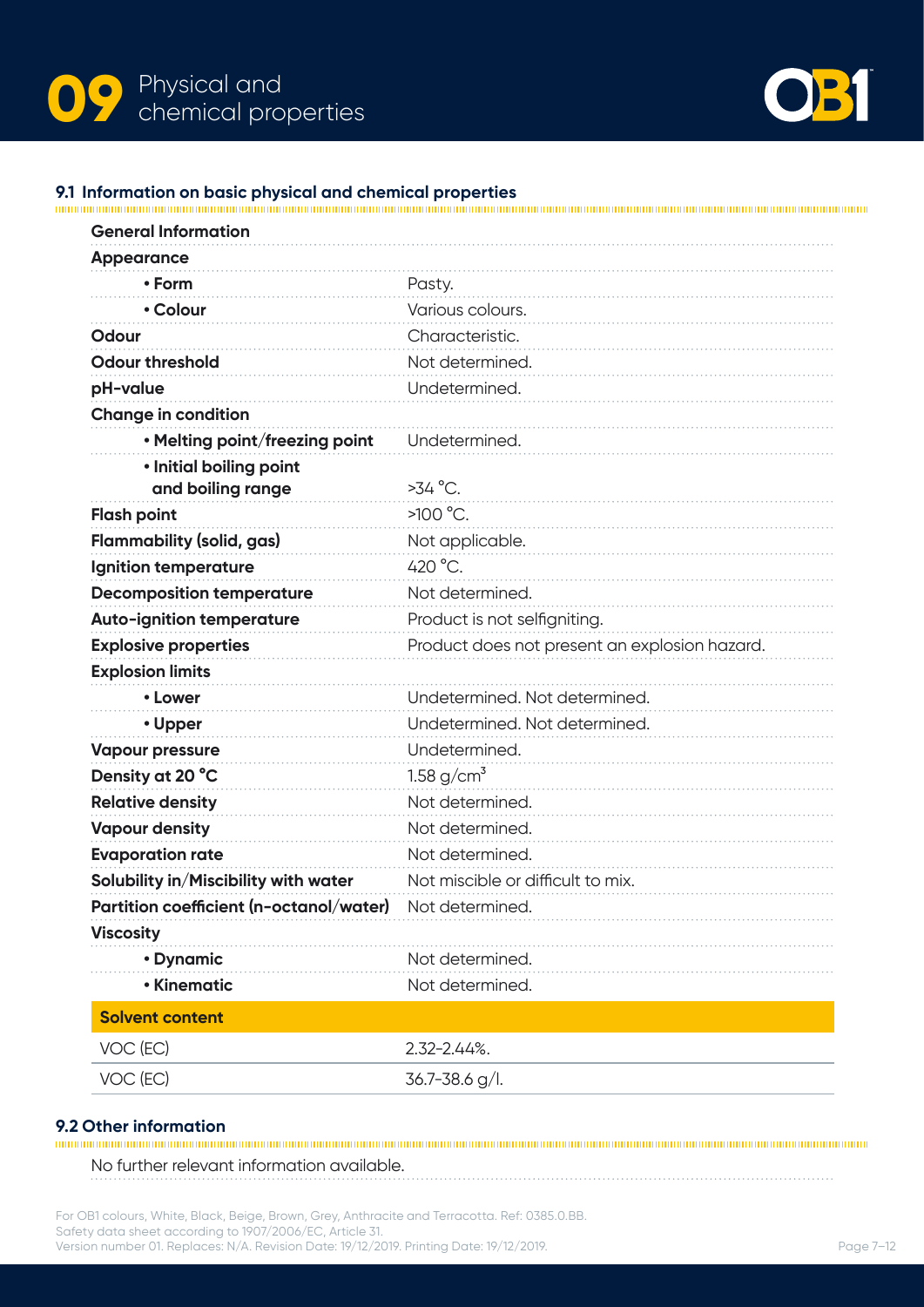# 09 Physical and chemical properties

## 9.1 Information on basic physical and chemical properties

| Property | Value |
|---|---|
| **General Information** | |
| **Appearance** | |
| • **Form** | Pasty. |
| • **Colour** | Various colours. |
| **Odour** | Characteristic. |
| **Odour threshold** | Not determined. |
| **pH-value** | Undetermined. |
| **Change in condition** | |
| • **Melting point/freezing point** | Undetermined. |
| • **Initial boiling point and boiling range** | >34 °C. |
| **Flash point** | >100 °C. |
| **Flammability (solid, gas)** | Not applicable. |
| **Ignition temperature** | 420 °C. |
| **Decomposition temperature** | Not determined. |
| **Auto-ignition temperature** | Product is not selfigniting. |
| **Explosive properties** | Product does not present an explosion hazard. |
| **Explosion limits** | |
| • **Lower** | Undetermined. Not determined. |
| • **Upper** | Undetermined. Not determined. |
| **Vapour pressure** | Undetermined. |
| **Density at 20 °C** | 1.58 g/cm³ |
| **Relative density** | Not determined. |
| **Vapour density** | Not determined. |
| **Evaporation rate** | Not determined. |
| **Solubility in/Miscibility with water** | Not miscible or difficult to mix. |
| **Partition coefficient (n-octanol/water)** | Not determined. |
| **Viscosity** | |
| • **Dynamic** | Not determined. |
| • **Kinematic** | Not determined. |

| **Solvent content** | |
|---|---|
| VOC (EC) | 2.32–2.44%. |
| VOC (EC) | 36.7–38.6 g/l. |

## 9.2 Other information

No further relevant information available.

For OB1 colours, White, Black, Beige, Brown, Grey, Anthracite and Terracotta. Ref: 0385.0.BB.
Safety data sheet according to 1907/2006/EC, Article 31.
Version number 01. Replaces: N/A. Revision Date: 19/12/2019. Printing Date: 19/12/2019.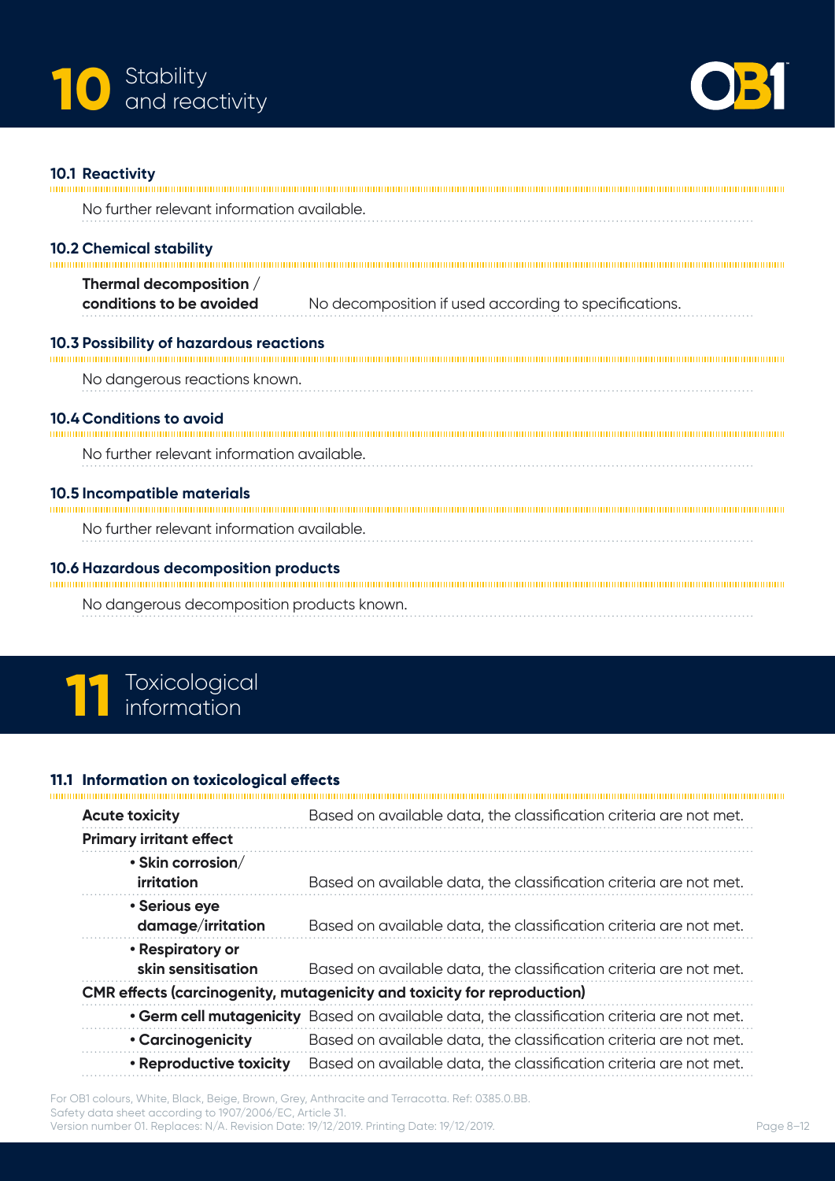# 10 Stability and reactivity

### 10.1 Reactivity

No further relevant information available.

### 10.2 Chemical stability

| | |
|---|---|
| **Thermal decomposition / conditions to be avoided** | No decomposition if used according to specifications. |

### 10.3 Possibility of hazardous reactions

No dangerous reactions known.

### 10.4 Conditions to avoid

No further relevant information available.

### 10.5 Incompatible materials

No further relevant information available.

### 10.6 Hazardous decomposition products

No dangerous decomposition products known.

# 11 Toxicological information

### 11.1 Information on toxicological effects

| | |
|---|---|
| **Acute toxicity** | Based on available data, the classification criteria are not met. |
| **Primary irritant effect** | |
| • **Skin corrosion/ irritation** | Based on available data, the classification criteria are not met. |
| • **Serious eye damage/irritation** | Based on available data, the classification criteria are not met. |
| • **Respiratory or skin sensitisation** | Based on available data, the classification criteria are not met. |
| **CMR effects (carcinogenity, mutagenicity and toxicity for reproduction)** | |
| • **Germ cell mutagenicity** | Based on available data, the classification criteria are not met. |
| • **Carcinogenicity** | Based on available data, the classification criteria are not met. |
| • **Reproductive toxicity** | Based on available data, the classification criteria are not met. |

For OB1 colours, White, Black, Beige, Brown, Grey, Anthracite and Terracotta. Ref: 0385.0.BB.
Safety data sheet according to 1907/2006/EC, Article 31.
Version number 01. Replaces: N/A. Revision Date: 19/12/2019. Printing Date: 19/12/2019.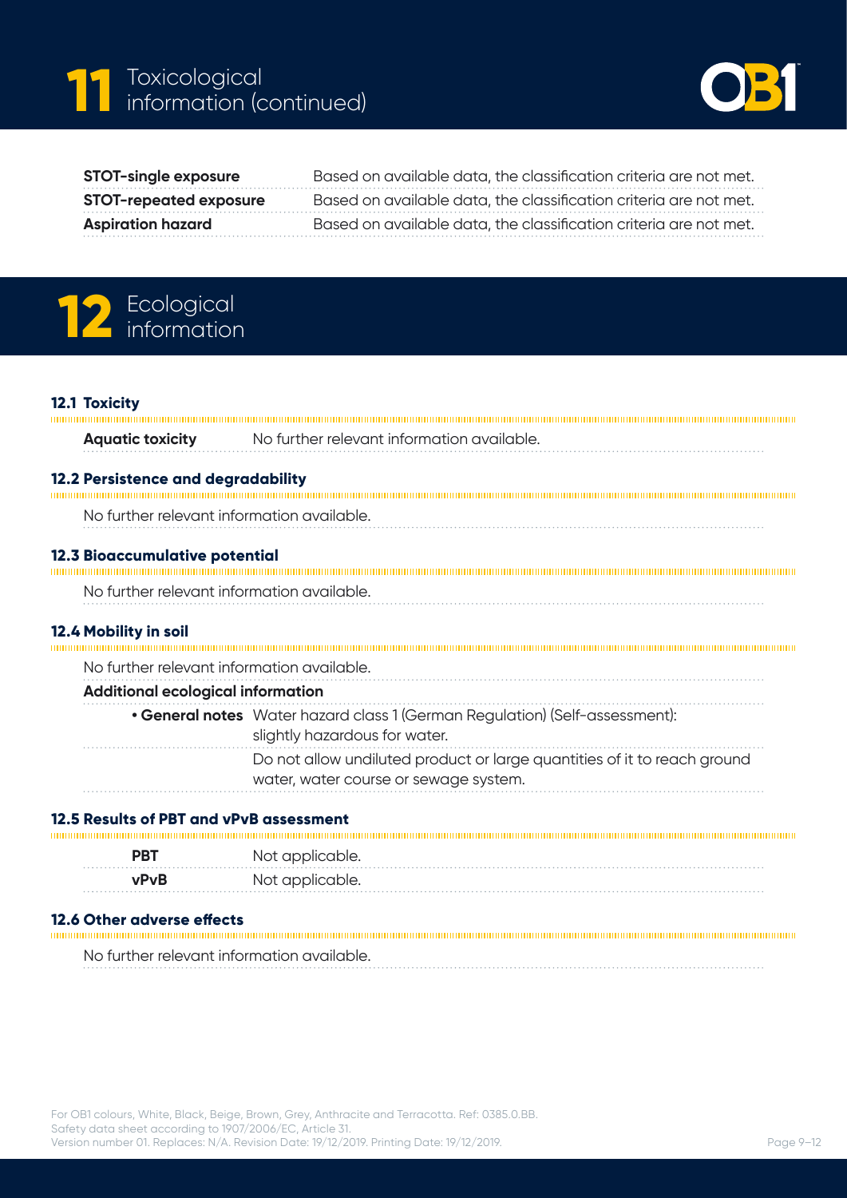# 11 Toxicological information (continued)

| | |
|---|---|
| **STOT-single exposure** | Based on available data, the classification criteria are not met. |
| **STOT-repeated exposure** | Based on available data, the classification criteria are not met. |
| **Aspiration hazard** | Based on available data, the classification criteria are not met. |

# 12 Ecological information

## 12.1 Toxicity

| | |
|---|---|
| **Aquatic toxicity** | No further relevant information available. |

## 12.2 Persistence and degradability

No further relevant information available.

## 12.3 Bioaccumulative potential

No further relevant information available.

## 12.4 Mobility in soil

No further relevant information available.

**Additional ecological information**

- **General notes** Water hazard class 1 (German Regulation) (Self-assessment): slightly hazardous for water.

  Do not allow undiluted product or large quantities of it to reach ground water, water course or sewage system.

## 12.5 Results of PBT and vPvB assessment

| | |
|---|---|
| **PBT** | Not applicable. |
| **vPvB** | Not applicable. |

## 12.6 Other adverse effects

No further relevant information available.

For OB1 colours, White, Black, Beige, Brown, Grey, Anthracite and Terracotta. Ref: 0385.0.BB.
Safety data sheet according to 1907/2006/EC, Article 31.
Version number 01. Replaces: N/A. Revision Date: 19/12/2019. Printing Date: 19/12/2019.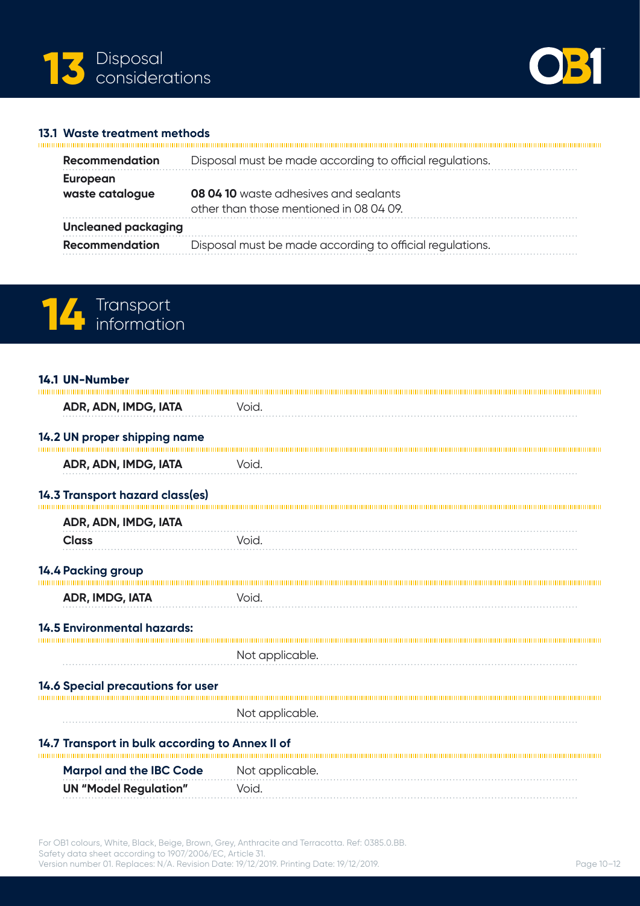# 13 Disposal considerations

### 13.1 Waste treatment methods

| | |
|---|---|
| **Recommendation** | Disposal must be made according to official regulations. |
| **European waste catalogue** | **08 04 10** waste adhesives and sealants other than those mentioned in 08 04 09. |
| **Uncleaned packaging** | |
| **Recommendation** | Disposal must be made according to official regulations. |

# 14 Transport information

### 14.1 UN-Number

| | |
|---|---|
| **ADR, ADN, IMDG, IATA** | Void. |

### 14.2 UN proper shipping name

| | |
|---|---|
| **ADR, ADN, IMDG, IATA** | Void. |

### 14.3 Transport hazard class(es)

| | |
|---|---|
| **ADR, ADN, IMDG, IATA** | |
| **Class** | Void. |

### 14.4 Packing group

| | |
|---|---|
| **ADR, IMDG, IATA** | Void. |

### 14.5 Environmental hazards:

Not applicable.

### 14.6 Special precautions for user

Not applicable.

### 14.7 Transport in bulk according to Annex II of

| | |
|---|---|
| **Marpol and the IBC Code** | Not applicable. |
| **UN "Model Regulation"** | Void. |

For OB1 colours, White, Black, Beige, Brown, Grey, Anthracite and Terracotta. Ref: 0385.0.BB.
Safety data sheet according to 1907/2006/EC, Article 31.
Version number 01. Replaces: N/A. Revision Date: 19/12/2019. Printing Date: 19/12/2019.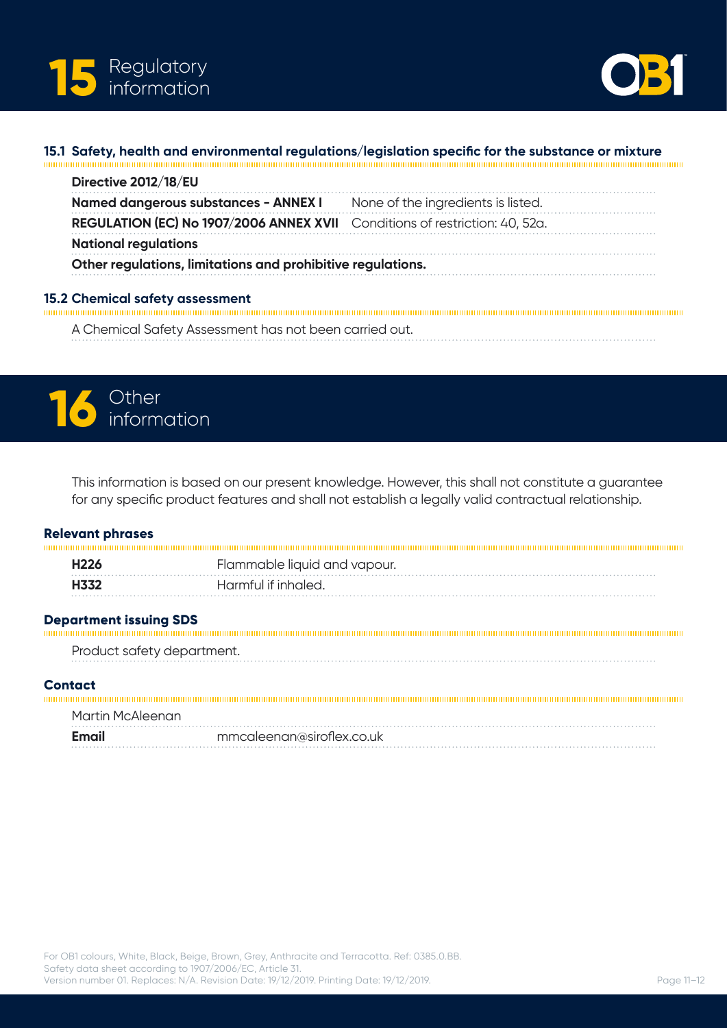# 15 Regulatory information

### 15.1 Safety, health and environmental regulations/legislation specific for the substance or mixture

**Directive 2012/18/EU**

| | |
|---|---|
| **Named dangerous substances - ANNEX I** | None of the ingredients is listed. |
| **REGULATION (EC) No 1907/2006 ANNEX XVII** | Conditions of restriction: 40, 52a. |

**National regulations**

**Other regulations, limitations and prohibitive regulations.**

### 15.2 Chemical safety assessment

A Chemical Safety Assessment has not been carried out.

# 16 Other information

This information is based on our present knowledge. However, this shall not constitute a guarantee for any specific product features and shall not establish a legally valid contractual relationship.

### Relevant phrases

| | |
|---|---|
| **H226** | Flammable liquid and vapour. |
| **H332** | Harmful if inhaled. |

### Department issuing SDS

Product safety department.

### Contact

Martin McAleenan

**Email** mmcaleenan@siroflex.co.uk

For OB1 colours, White, Black, Beige, Brown, Grey, Anthracite and Terracotta. Ref: 0385.0.BB.
Safety data sheet according to 1907/2006/EC, Article 31.
Version number 01. Replaces: N/A. Revision Date: 19/12/2019. Printing Date: 19/12/2019.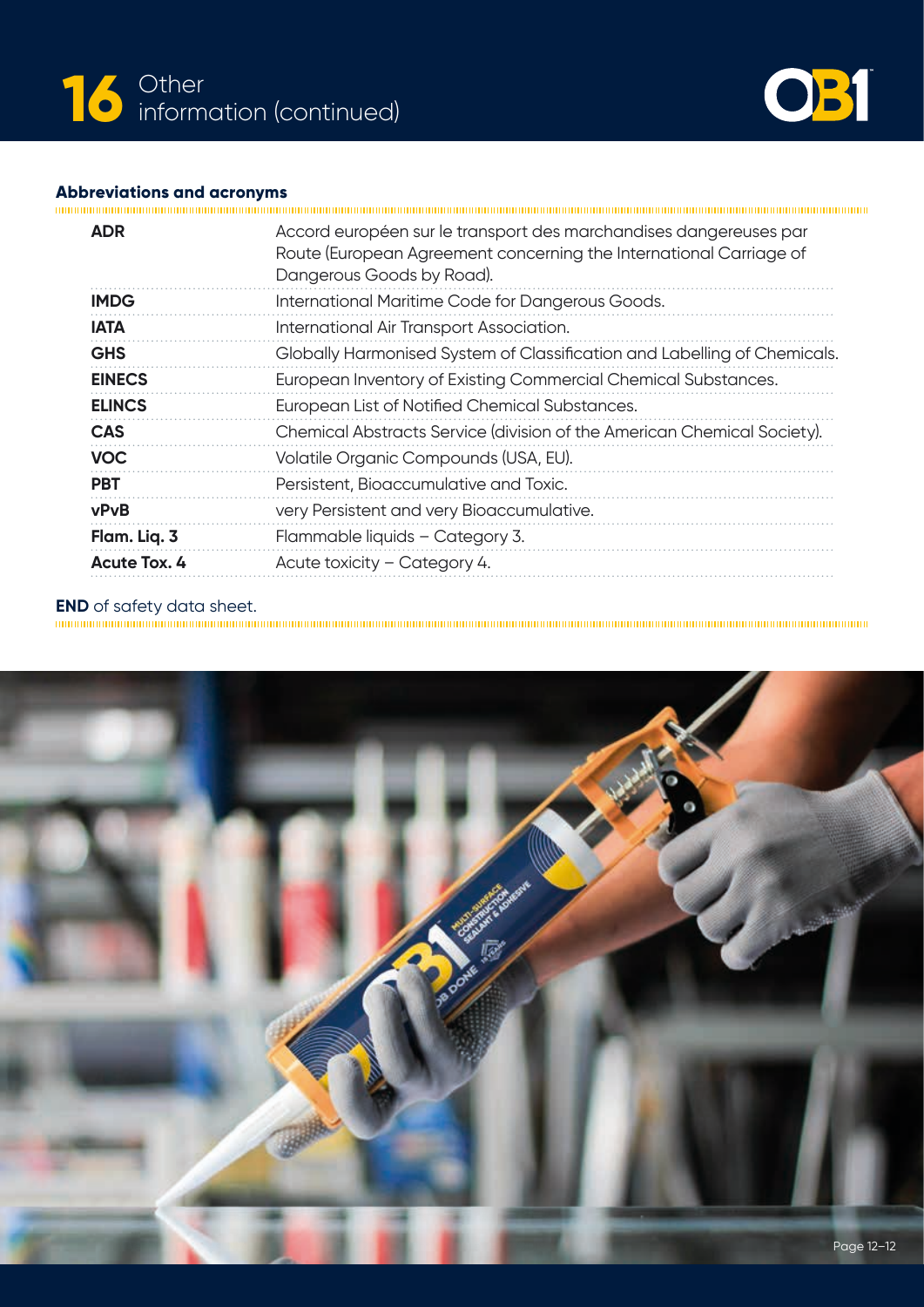# 16 Other information (continued)

### Abbreviations and acronyms

| | |
|---|---|
| **ADR** | Accord européen sur le transport des marchandises dangereuses par Route (European Agreement concerning the International Carriage of Dangerous Goods by Road). |
| **IMDG** | International Maritime Code for Dangerous Goods. |
| **IATA** | International Air Transport Association. |
| **GHS** | Globally Harmonised System of Classification and Labelling of Chemicals. |
| **EINECS** | European Inventory of Existing Commercial Chemical Substances. |
| **ELINCS** | European List of Notified Chemical Substances. |
| **CAS** | Chemical Abstracts Service (division of the American Chemical Society). |
| **VOC** | Volatile Organic Compounds (USA, EU). |
| **PBT** | Persistent, Bioaccumulative and Toxic. |
| **vPvB** | very Persistent and very Bioaccumulative. |
| **Flam. Liq. 3** | Flammable liquids – Category 3. |
| **Acute Tox. 4** | Acute toxicity – Category 4. |

**END** of safety data sheet.